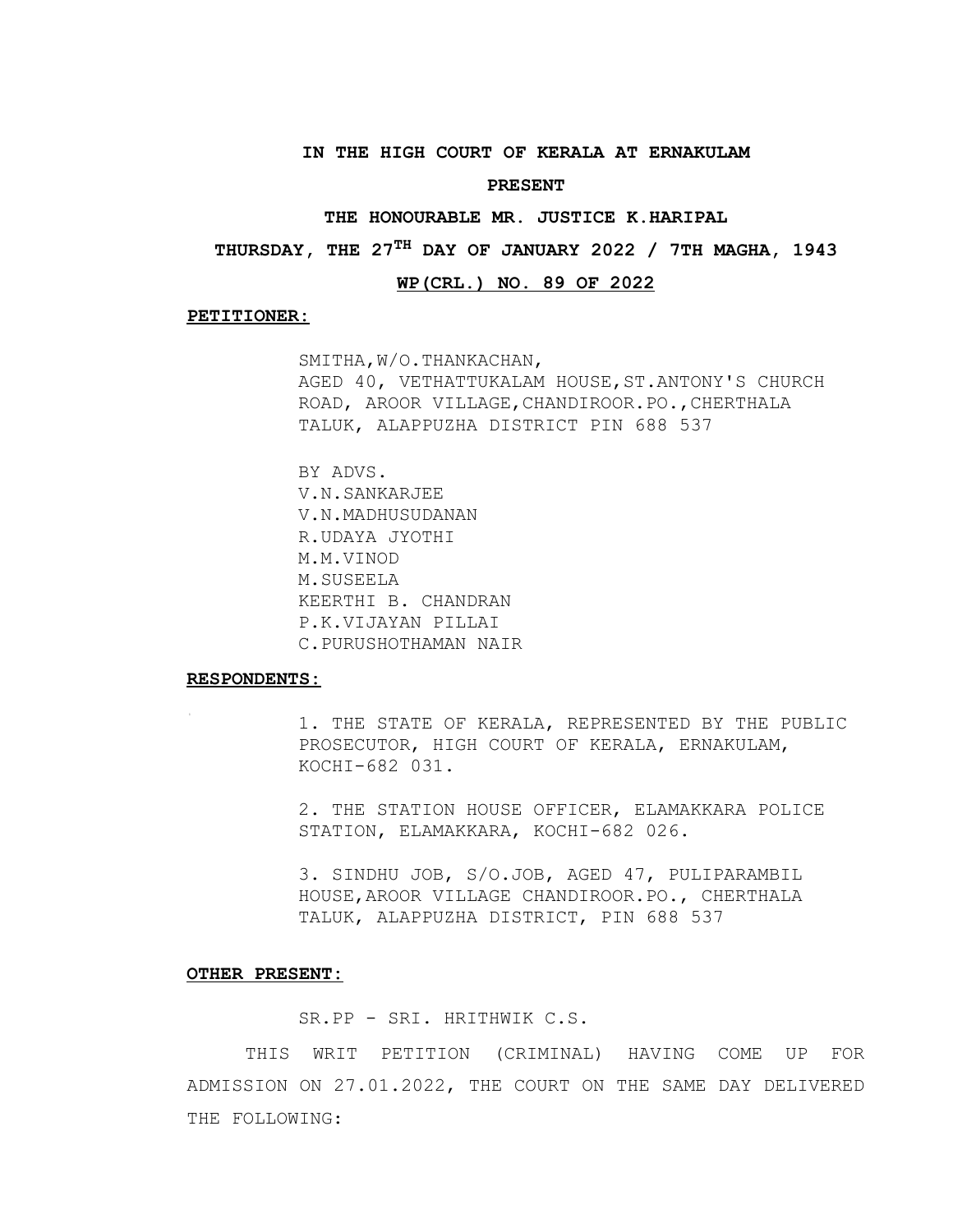**IN THE HIGH COURT OF KERALA AT ERNAKULAM**

**PRESENT**

**THE HONOURABLE MR. JUSTICE K.HARIPAL**

**THURSDAY, THE 27TH DAY OF JANUARY 2022 / 7TH MAGHA, 1943**

**WP(CRL.) NO. 89 OF 2022**

**PETITIONER:**

SMITHA,W/O.THANKACHAN,
AGED 40, VETHATTUKALAM HOUSE,ST.ANTONY'S CHURCH ROAD, AROOR VILLAGE,CHANDIROOR.PO.,CHERTHALA TALUK, ALAPPUZHA DISTRICT PIN 688 537

BY ADVS.
V.N.SANKARJEE
V.N.MADHUSUDANAN
R.UDAYA JYOTHI
M.M.VINOD
M.SUSEELA
KEERTHI B. CHANDRAN
P.K.VIJAYAN PILLAI
C.PURUSHOTHAMAN NAIR

**RESPONDENTS:**

1. THE STATE OF KERALA, REPRESENTED BY THE PUBLIC PROSECUTOR, HIGH COURT OF KERALA, ERNAKULAM, KOCHI-682 031.

2. THE STATION HOUSE OFFICER, ELAMAKKARA POLICE STATION, ELAMAKKARA, KOCHI-682 026.

3. SINDHU JOB, S/O.JOB, AGED 47, PULIPARAMBIL HOUSE,AROOR VILLAGE CHANDIROOR.PO., CHERTHALA TALUK, ALAPPUZHA DISTRICT, PIN 688 537

**OTHER PRESENT:**

SR.PP - SRI. HRITHWIK C.S.

THIS WRIT PETITION (CRIMINAL) HAVING COME UP FOR ADMISSION ON 27.01.2022, THE COURT ON THE SAME DAY DELIVERED THE FOLLOWING: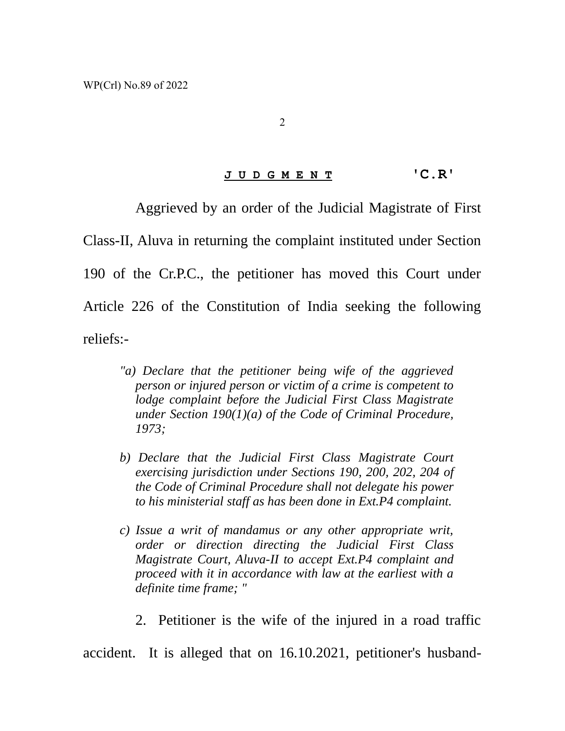## J U D G M E N T 'C.R'

Aggrieved by an order of the Judicial Magistrate of First Class-II, Aluva in returning the complaint instituted under Section 190 of the Cr.P.C., the petitioner has moved this Court under Article 226 of the Constitution of India seeking the following reliefs:-

> *"a) Declare that the petitioner being wife of the aggrieved person or injured person or victim of a crime is competent to lodge complaint before the Judicial First Class Magistrate under Section 190(1)(a) of the Code of Criminal Procedure, 1973;*
>
> *b) Declare that the Judicial First Class Magistrate Court exercising jurisdiction under Sections 190, 200, 202, 204 of the Code of Criminal Procedure shall not delegate his power to his ministerial staff as has been done in Ext.P4 complaint.*
>
> *c) Issue a writ of mandamus or any other appropriate writ, order or direction directing the Judicial First Class Magistrate Court, Aluva-II to accept Ext.P4 complaint and proceed with it in accordance with law at the earliest with a definite time frame; "*

2. Petitioner is the wife of the injured in a road traffic accident. It is alleged that on 16.10.2021, petitioner's husband-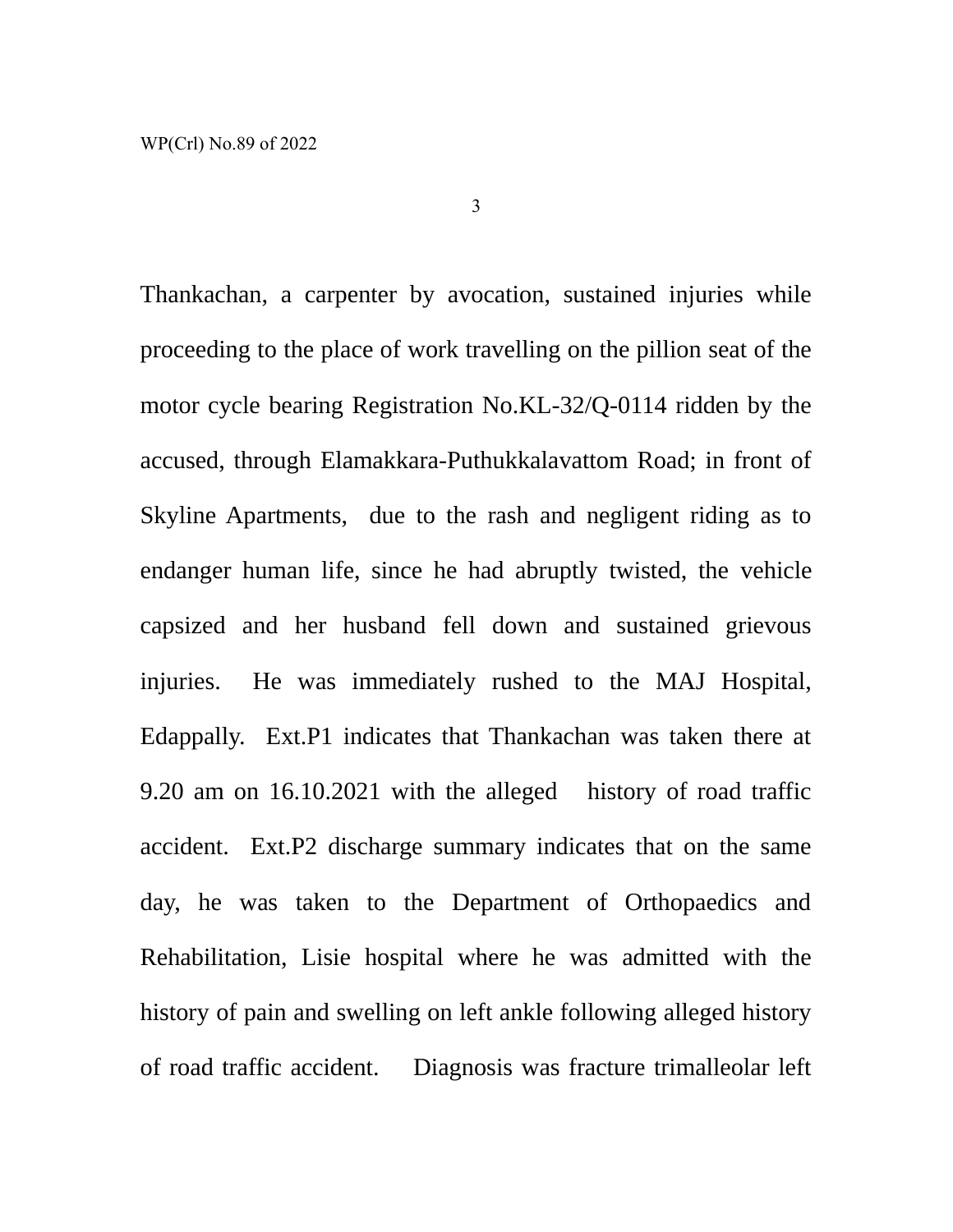Thankachan, a carpenter by avocation, sustained injuries while proceeding to the place of work travelling on the pillion seat of the motor cycle bearing Registration No.KL-32/Q-0114 ridden by the accused, through Elamakkara-Puthukkalavattom Road; in front of Skyline Apartments, due to the rash and negligent riding as to endanger human life, since he had abruptly twisted, the vehicle capsized and her husband fell down and sustained grievous injuries. He was immediately rushed to the MAJ Hospital, Edappally. Ext.P1 indicates that Thankachan was taken there at 9.20 am on 16.10.2021 with the alleged history of road traffic accident. Ext.P2 discharge summary indicates that on the same day, he was taken to the Department of Orthopaedics and Rehabilitation, Lisie hospital where he was admitted with the history of pain and swelling on left ankle following alleged history of road traffic accident. Diagnosis was fracture trimalleolar left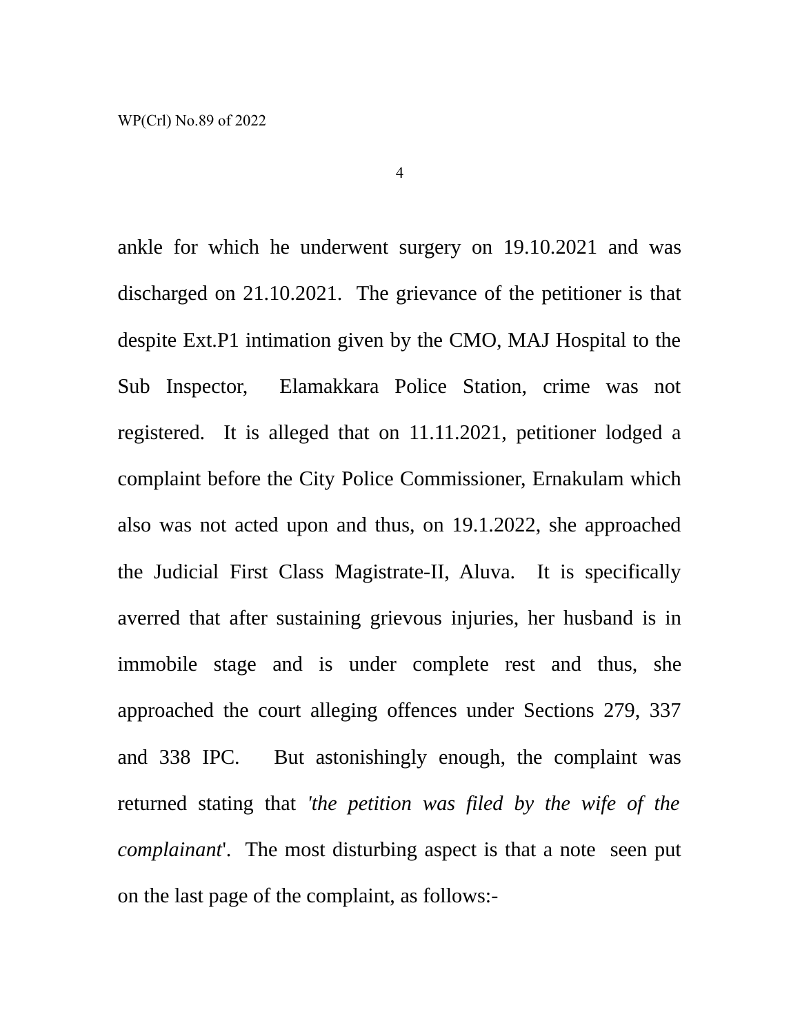ankle for which he underwent surgery on 19.10.2021 and was discharged on 21.10.2021. The grievance of the petitioner is that despite Ext.P1 intimation given by the CMO, MAJ Hospital to the Sub Inspector, Elamakkara Police Station, crime was not registered. It is alleged that on 11.11.2021, petitioner lodged a complaint before the City Police Commissioner, Ernakulam which also was not acted upon and thus, on 19.1.2022, she approached the Judicial First Class Magistrate-II, Aluva. It is specifically averred that after sustaining grievous injuries, her husband is in immobile stage and is under complete rest and thus, she approached the court alleging offences under Sections 279, 337 and 338 IPC. But astonishingly enough, the complaint was returned stating that '*the petition was filed by the wife of the complainant*'. The most disturbing aspect is that a note seen put on the last page of the complaint, as follows:-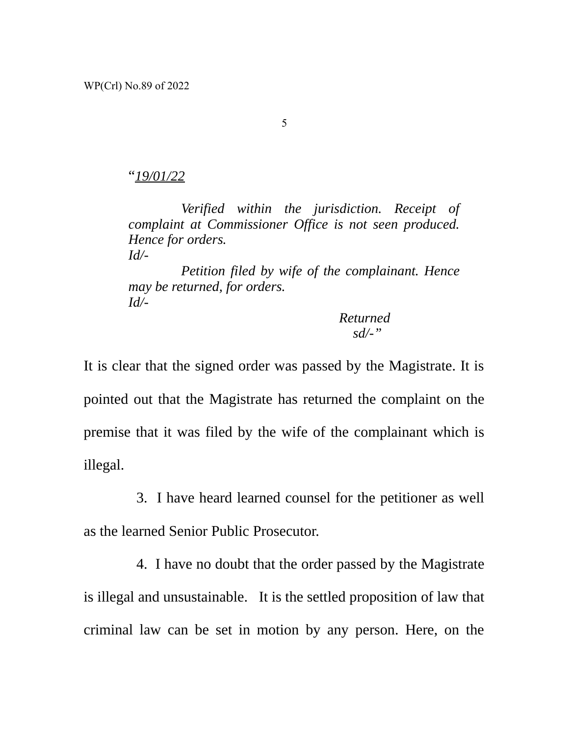> "*19/01/22*
>
> *Verified within the jurisdiction. Receipt of complaint at Commissioner Office is not seen produced. Hence for orders.*
> *Id/-*
>
> *Petition filed by wife of the complainant. Hence may be returned, for orders.*
> *Id/-*
>
> *Returned*
> *sd/-"*

It is clear that the signed order was passed by the Magistrate. It is pointed out that the Magistrate has returned the complaint on the premise that it was filed by the wife of the complainant which is illegal.

3. I have heard learned counsel for the petitioner as well as the learned Senior Public Prosecutor.

4. I have no doubt that the order passed by the Magistrate is illegal and unsustainable. It is the settled proposition of law that criminal law can be set in motion by any person. Here, on the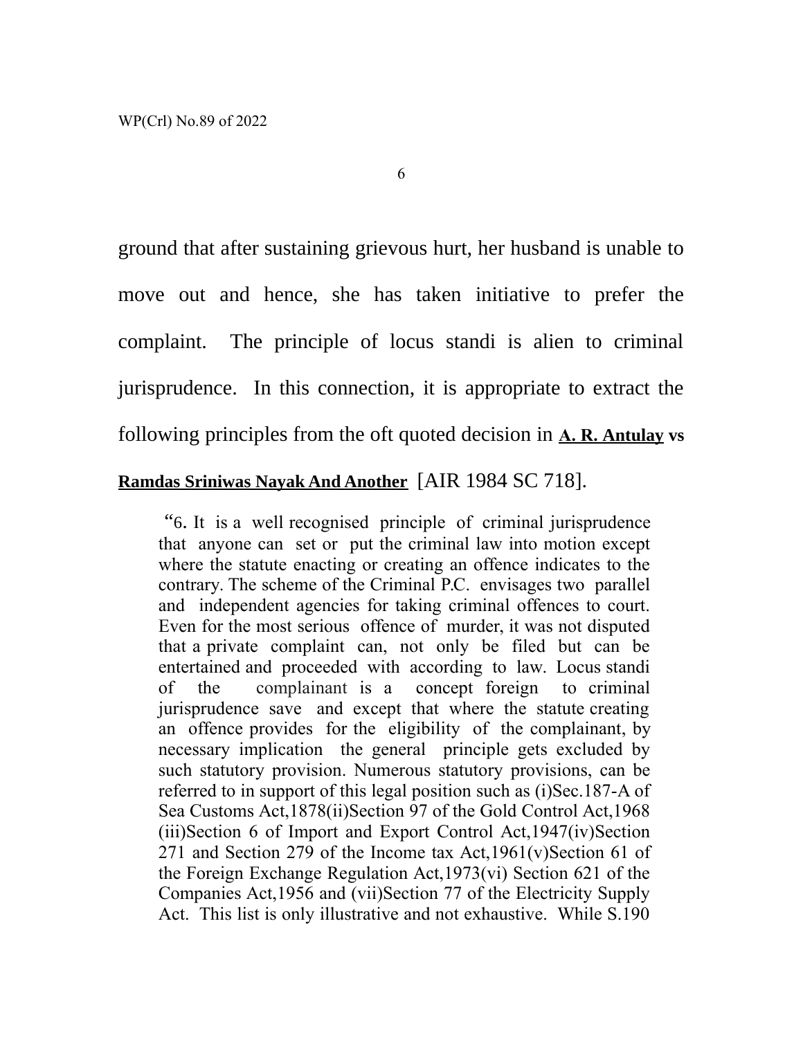ground that after sustaining grievous hurt, her husband is unable to move out and hence, she has taken initiative to prefer the complaint. The principle of locus standi is alien to criminal jurisprudence. In this connection, it is appropriate to extract the following principles from the oft quoted decision in **A. R. Antulay vs Ramdas Sriniwas Nayak And Another** [AIR 1984 SC 718].

> "6. It is a well recognised principle of criminal jurisprudence that anyone can set or put the criminal law into motion except where the statute enacting or creating an offence indicates to the contrary. The scheme of the Criminal P.C. envisages two parallel and independent agencies for taking criminal offences to court. Even for the most serious offence of murder, it was not disputed that a private complaint can, not only be filed but can be entertained and proceeded with according to law. Locus standi of the complainant is a concept foreign to criminal jurisprudence save and except that where the statute creating an offence provides for the eligibility of the complainant, by necessary implication the general principle gets excluded by such statutory provision. Numerous statutory provisions, can be referred to in support of this legal position such as (i)Sec.187-A of Sea Customs Act,1878(ii)Section 97 of the Gold Control Act,1968 (iii)Section 6 of Import and Export Control Act,1947(iv)Section 271 and Section 279 of the Income tax Act,1961(v)Section 61 of the Foreign Exchange Regulation Act,1973(vi) Section 621 of the Companies Act,1956 and (vii)Section 77 of the Electricity Supply Act. This list is only illustrative and not exhaustive. While S.190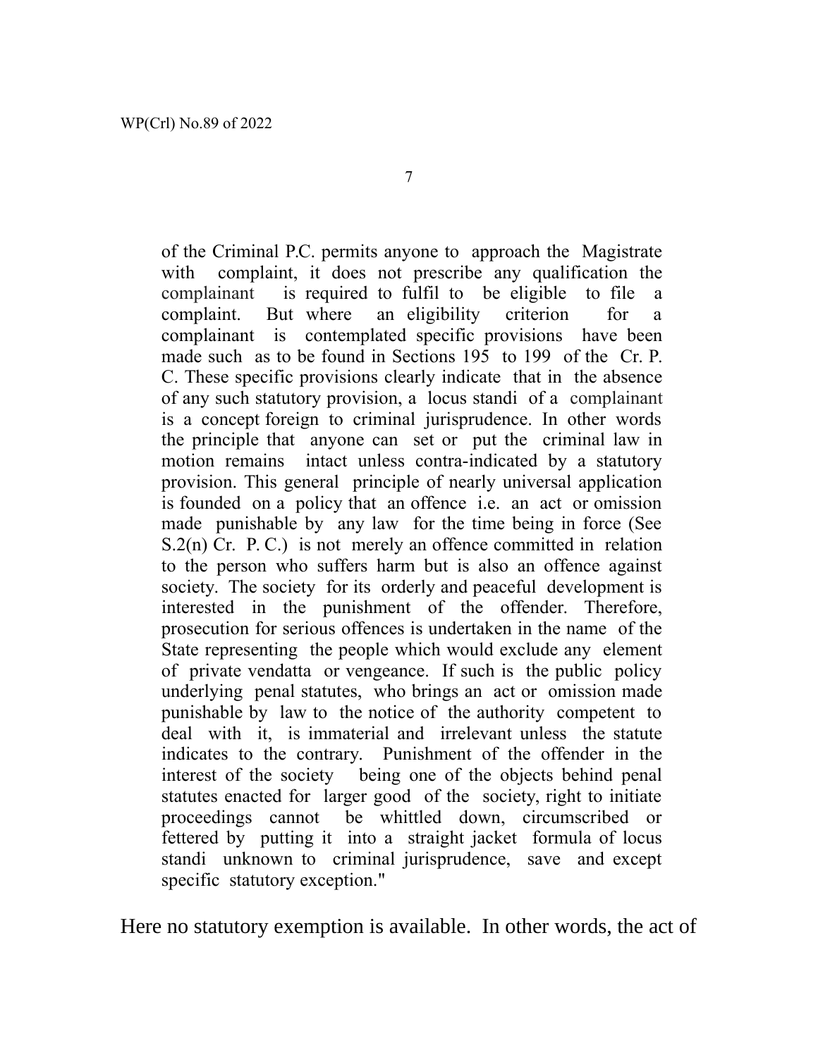> of the Criminal P.C. permits anyone to approach the Magistrate with complaint, it does not prescribe any qualification the complainant is required to fulfil to be eligible to file a complaint. But where an eligibility criterion for a complainant is contemplated specific provisions have been made such as to be found in Sections 195 to 199 of the Cr. P. C. These specific provisions clearly indicate that in the absence of any such statutory provision, a locus standi of a complainant is a concept foreign to criminal jurisprudence. In other words the principle that anyone can set or put the criminal law in motion remains intact unless contra-indicated by a statutory provision. This general principle of nearly universal application is founded on a policy that an offence i.e. an act or omission made punishable by any law for the time being in force (See S.2(n) Cr. P. C.) is not merely an offence committed in relation to the person who suffers harm but is also an offence against society. The society for its orderly and peaceful development is interested in the punishment of the offender. Therefore, prosecution for serious offences is undertaken in the name of the State representing the people which would exclude any element of private vendatta or vengeance. If such is the public policy underlying penal statutes, who brings an act or omission made punishable by law to the notice of the authority competent to deal with it, is immaterial and irrelevant unless the statute indicates to the contrary. Punishment of the offender in the interest of the society being one of the objects behind penal statutes enacted for larger good of the society, right to initiate proceedings cannot be whittled down, circumscribed or fettered by putting it into a straight jacket formula of locus standi unknown to criminal jurisprudence, save and except specific statutory exception."

Here no statutory exemption is available. In other words, the act of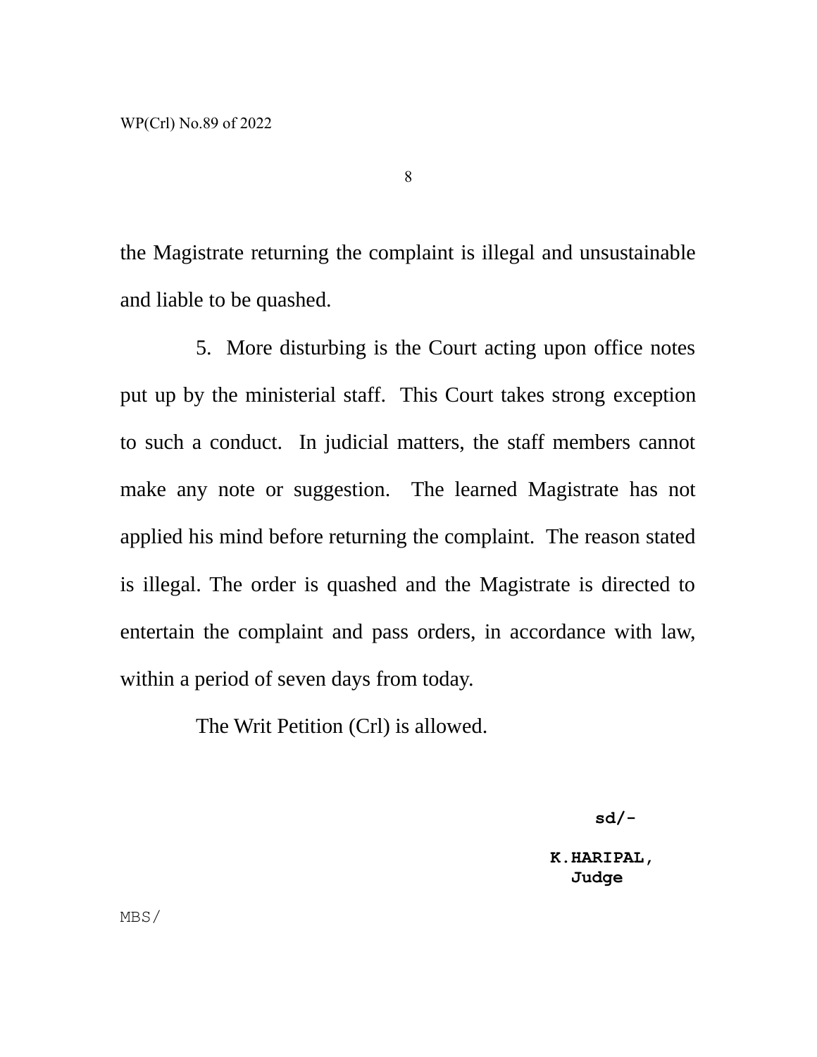the Magistrate returning the complaint is illegal and unsustainable and liable to be quashed.

5. More disturbing is the Court acting upon office notes put up by the ministerial staff. This Court takes strong exception to such a conduct. In judicial matters, the staff members cannot make any note or suggestion. The learned Magistrate has not applied his mind before returning the complaint. The reason stated is illegal. The order is quashed and the Magistrate is directed to entertain the complaint and pass orders, in accordance with law, within a period of seven days from today.

The Writ Petition (Crl) is allowed.

**sd/-**

**K.HARIPAL,**
**Judge**

MBS/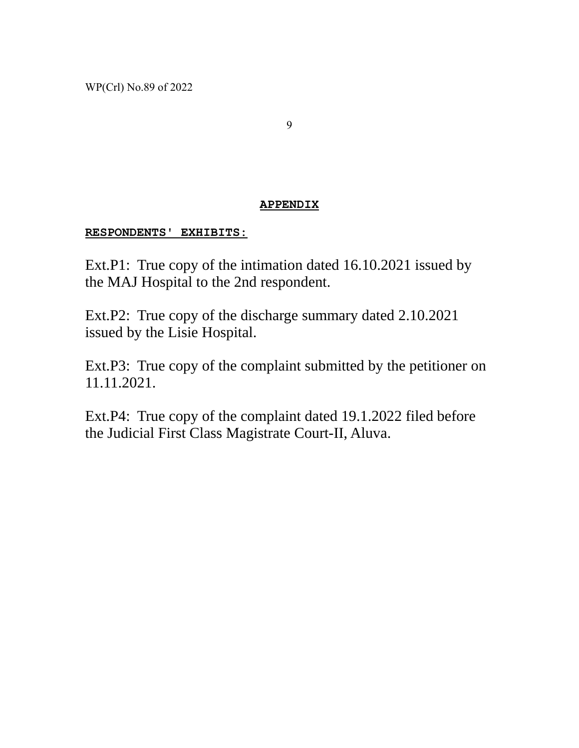## APPENDIX

**RESPONDENTS' EXHIBITS:**

Ext.P1: True copy of the intimation dated 16.10.2021 issued by the MAJ Hospital to the 2nd respondent.

Ext.P2: True copy of the discharge summary dated 2.10.2021 issued by the Lisie Hospital.

Ext.P3: True copy of the complaint submitted by the petitioner on 11.11.2021.

Ext.P4: True copy of the complaint dated 19.1.2022 filed before the Judicial First Class Magistrate Court-II, Aluva.